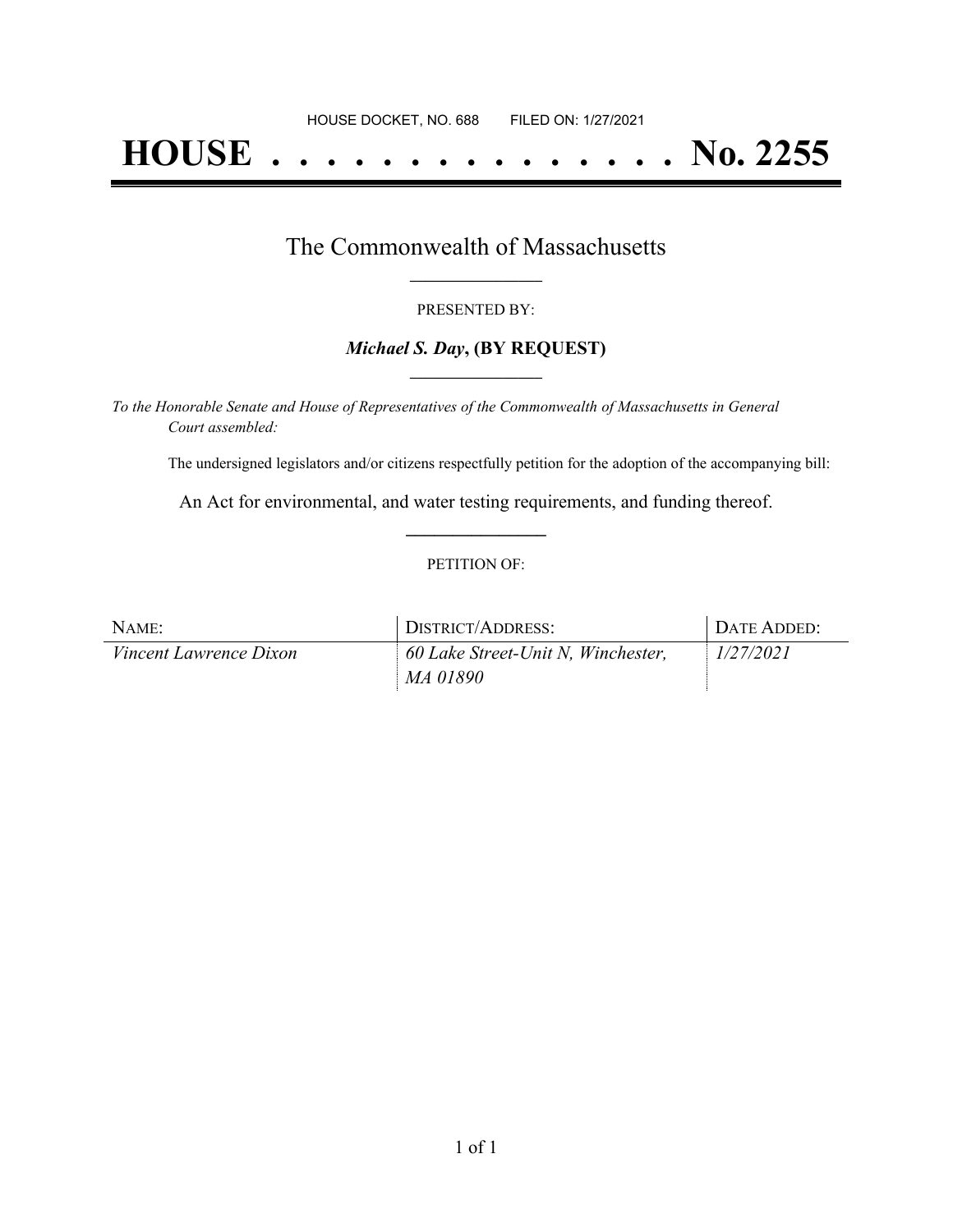HOUSE DOCKET, NO. 688        FILED ON: 1/27/2021

# HOUSE . . . . . . . . . . . . . . . No. 2255

## The Commonwealth of Massachusetts

PRESENTED BY:

***Michael S. Day*, (BY REQUEST)**

*To the Honorable Senate and House of Representatives of the Commonwealth of Massachusetts in General Court assembled:*

The undersigned legislators and/or citizens respectfully petition for the adoption of the accompanying bill:

An Act for environmental, and water testing requirements, and funding thereof.

PETITION OF:

| NAME: | DISTRICT/ADDRESS: | DATE ADDED: |
|---|---|---|
| *Vincent Lawrence Dixon* | *60 Lake Street-Unit N, Winchester, MA 01890* | *1/27/2021* |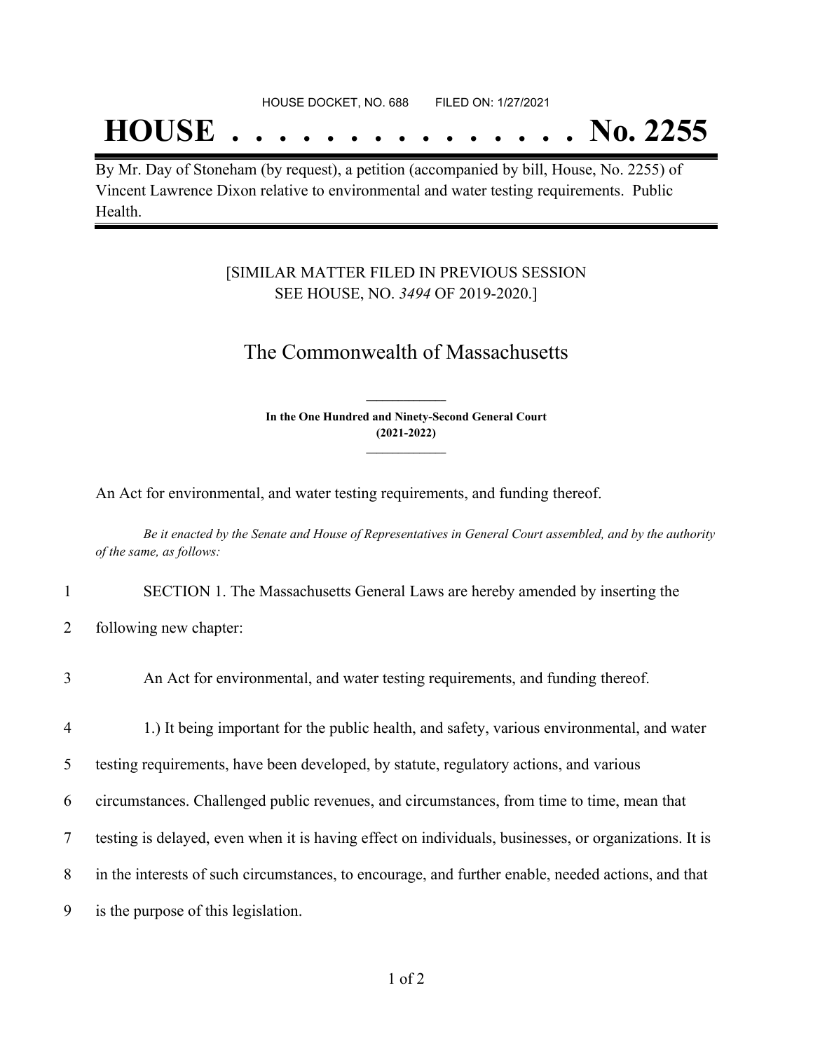HOUSE DOCKET, NO. 688        FILED ON: 1/27/2021

# HOUSE . . . . . . . . . . . . . . . No. 2255

By Mr. Day of Stoneham (by request), a petition (accompanied by bill, House, No. 2255) of Vincent Lawrence Dixon relative to environmental and water testing requirements. Public Health.

[SIMILAR MATTER FILED IN PREVIOUS SESSION
SEE HOUSE, NO. *3494* OF 2019-2020.]

## The Commonwealth of Massachusetts

**In the One Hundred and Ninety-Second General Court**
**(2021-2022)**

An Act for environmental, and water testing requirements, and funding thereof.

*Be it enacted by the Senate and House of Representatives in General Court assembled, and by the authority of the same, as follows:*

1 SECTION 1. The Massachusetts General Laws are hereby amended by inserting the
2 following new chapter:

3 An Act for environmental, and water testing requirements, and funding thereof.

4 1.) It being important for the public health, and safety, various environmental, and water
5 testing requirements, have been developed, by statute, regulatory actions, and various
6 circumstances. Challenged public revenues, and circumstances, from time to time, mean that
7 testing is delayed, even when it is having effect on individuals, businesses, or organizations. It is
8 in the interests of such circumstances, to encourage, and further enable, needed actions, and that
9 is the purpose of this legislation.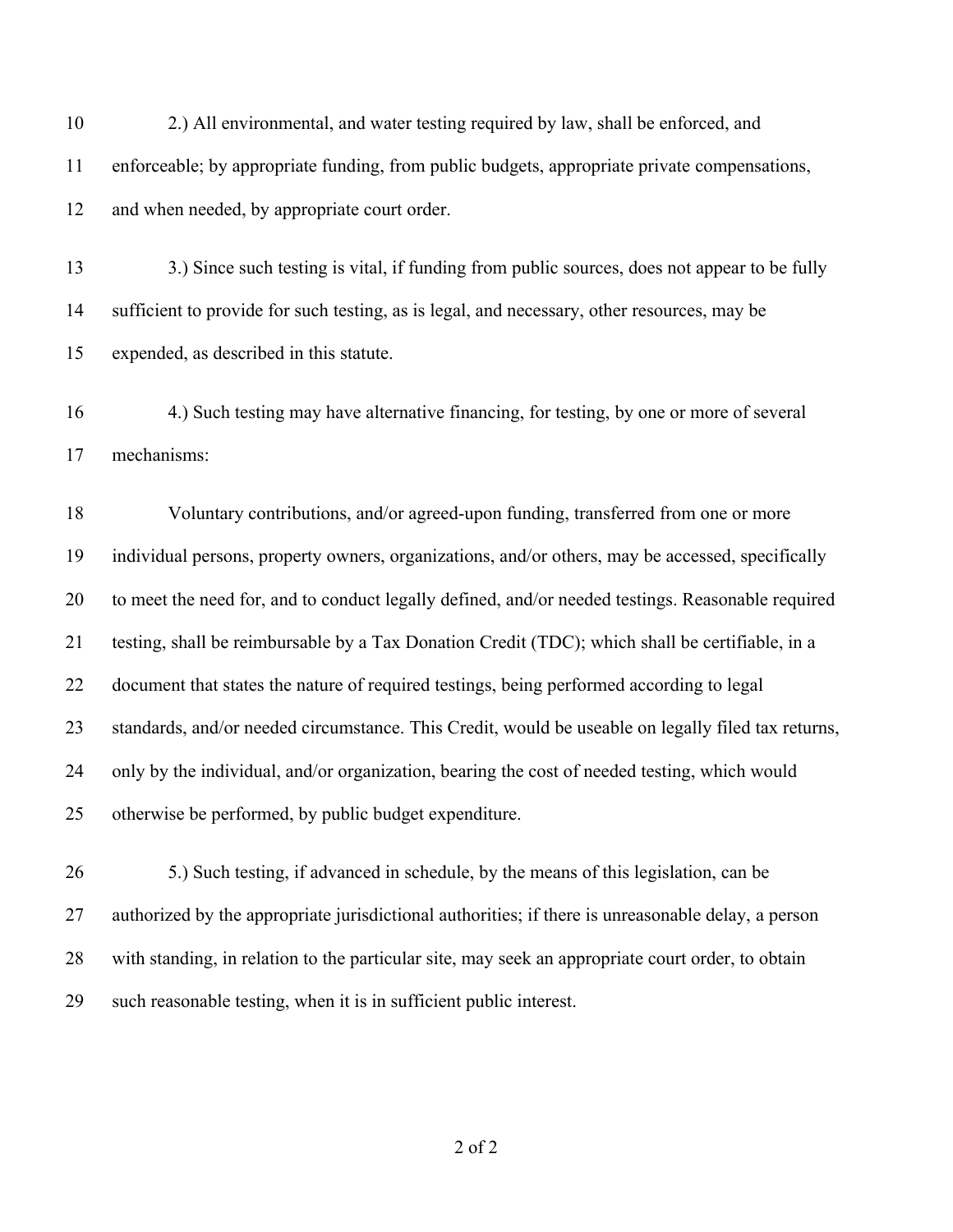2.) All environmental, and water testing required by law, shall be enforced, and enforceable; by appropriate funding, from public budgets, appropriate private compensations, and when needed, by appropriate court order.

3.) Since such testing is vital, if funding from public sources, does not appear to be fully sufficient to provide for such testing, as is legal, and necessary, other resources, may be expended, as described in this statute.

4.) Such testing may have alternative financing, for testing, by one or more of several mechanisms:

Voluntary contributions, and/or agreed-upon funding, transferred from one or more individual persons, property owners, organizations, and/or others, may be accessed, specifically to meet the need for, and to conduct legally defined, and/or needed testings. Reasonable required testing, shall be reimbursable by a Tax Donation Credit (TDC); which shall be certifiable, in a document that states the nature of required testings, being performed according to legal standards, and/or needed circumstance. This Credit, would be useable on legally filed tax returns, only by the individual, and/or organization, bearing the cost of needed testing, which would otherwise be performed, by public budget expenditure.

5.) Such testing, if advanced in schedule, by the means of this legislation, can be authorized by the appropriate jurisdictional authorities; if there is unreasonable delay, a person with standing, in relation to the particular site, may seek an appropriate court order, to obtain such reasonable testing, when it is in sufficient public interest.